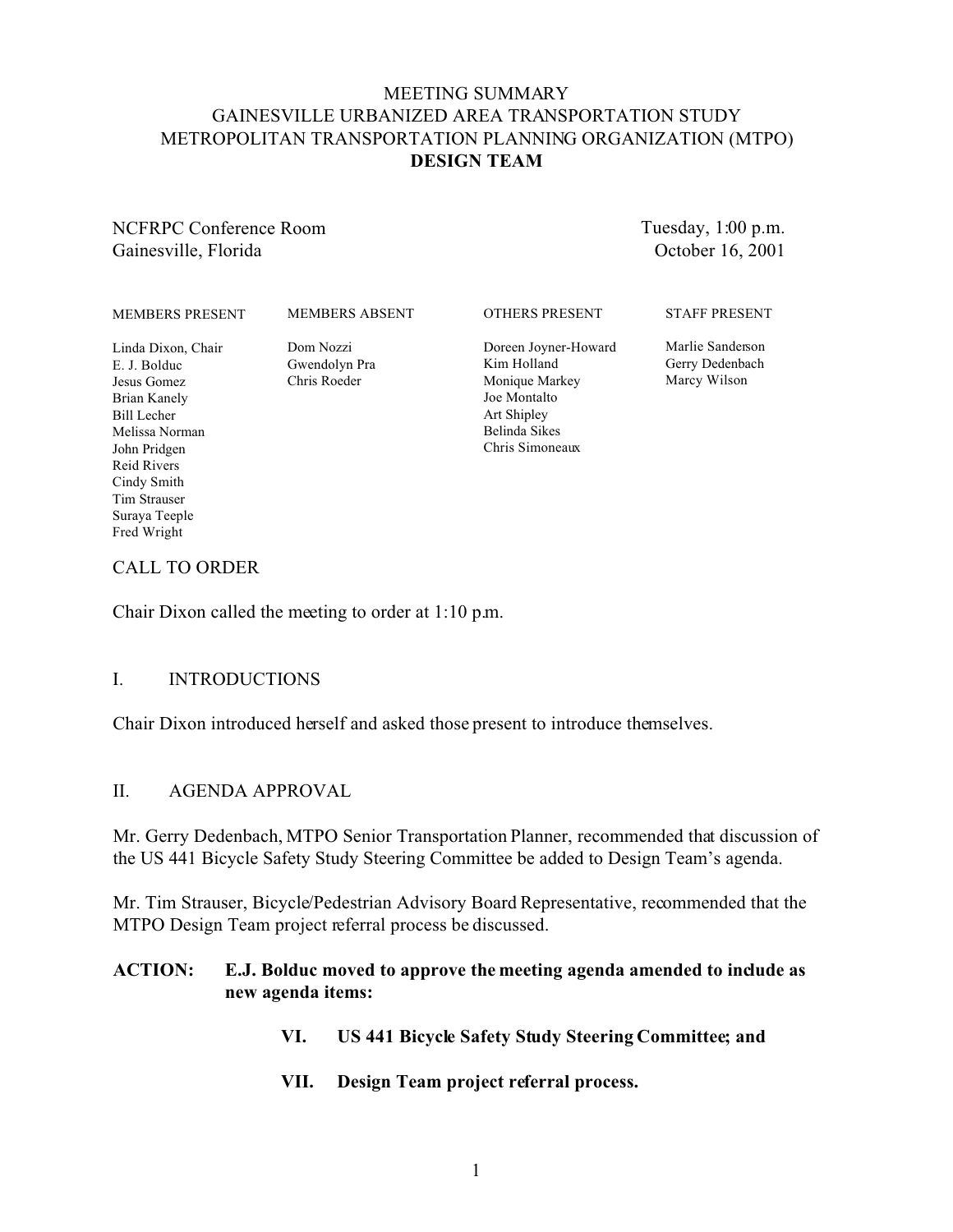# MEETING SUMMARY
# GAINESVILLE URBANIZED AREA TRANSPORTATION STUDY
# METROPOLITAN TRANSPORTATION PLANNING ORGANIZATION (MTPO)
# DESIGN TEAM

NCFRPC Conference Room
Gainesville, Florida

Tuesday, 1:00 p.m.
October 16, 2001

| MEMBERS PRESENT | MEMBERS ABSENT | OTHERS PRESENT | STAFF PRESENT |
|---|---|---|---|
| Linda Dixon, Chair | Dom Nozzi | Doreen Joyner-Howard | Marlie Sanderson |
| E. J. Bolduc | Gwendolyn Pra | Kim Holland | Gerry Dedenbach |
| Jesus Gomez | Chris Roeder | Monique Markey | Marcy Wilson |
| Brian Kanely | | Joe Montalto | |
| Bill Lecher | | Art Shipley | |
| Melissa Norman | | Belinda Sikes | |
| John Pridgen | | Chris Simoneaux | |
| Reid Rivers | | | |
| Cindy Smith | | | |
| Tim Strauser | | | |
| Suraya Teeple | | | |
| Fred Wright | | | |

## CALL TO ORDER

Chair Dixon called the meeting to order at 1:10 p.m.

## I. INTRODUCTIONS

Chair Dixon introduced herself and asked those present to introduce themselves.

## II. AGENDA APPROVAL

Mr. Gerry Dedenbach, MTPO Senior Transportation Planner, recommended that discussion of the US 441 Bicycle Safety Study Steering Committee be added to Design Team's agenda.

Mr. Tim Strauser, Bicycle/Pedestrian Advisory Board Representative, recommended that the MTPO Design Team project referral process be discussed.

**ACTION: E.J. Bolduc moved to approve the meeting agenda amended to include as new agenda items:**

> **VI. US 441 Bicycle Safety Study Steering Committee; and**
>
> **VII. Design Team project referral process.**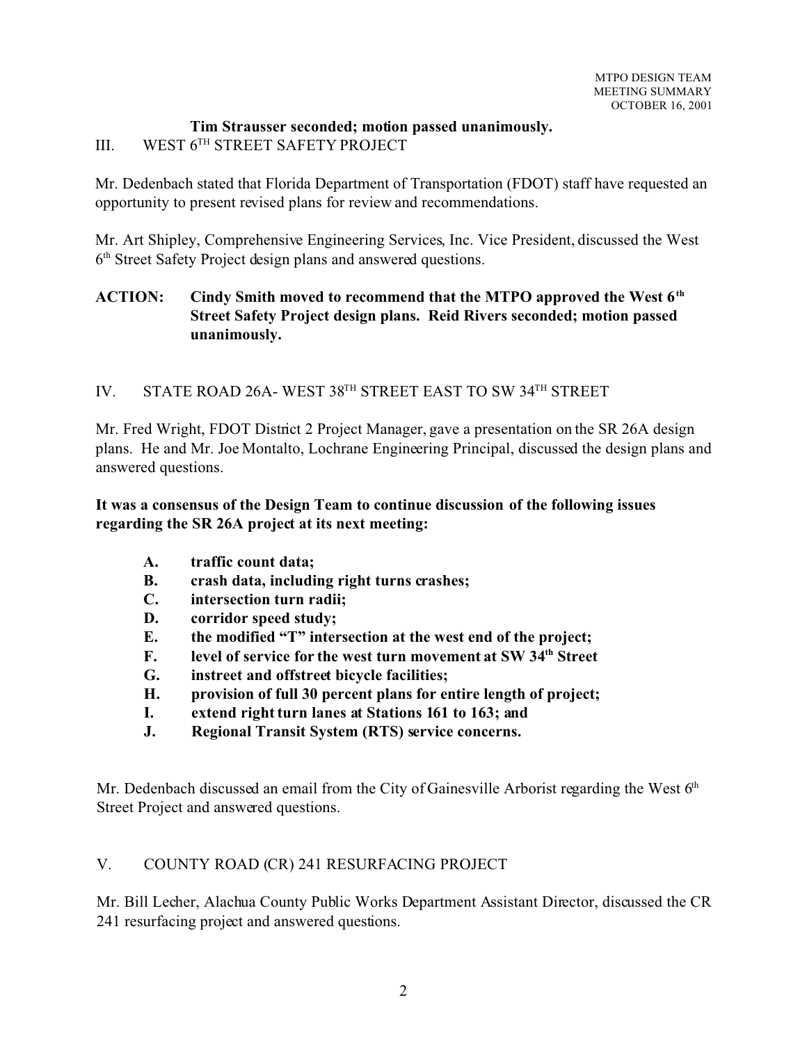**Tim Strausser seconded; motion passed unanimously.**

## III. WEST 6TH STREET SAFETY PROJECT

Mr. Dedenbach stated that Florida Department of Transportation (FDOT) staff have requested an opportunity to present revised plans for review and recommendations.

Mr. Art Shipley, Comprehensive Engineering Services, Inc. Vice President, discussed the West 6th Street Safety Project design plans and answered questions.

**ACTION: Cindy Smith moved to recommend that the MTPO approved the West 6th Street Safety Project design plans. Reid Rivers seconded; motion passed unanimously.**

## IV. STATE ROAD 26A- WEST 38TH STREET EAST TO SW 34TH STREET

Mr. Fred Wright, FDOT District 2 Project Manager, gave a presentation on the SR 26A design plans. He and Mr. Joe Montalto, Lochrane Engineering Principal, discussed the design plans and answered questions.

**It was a consensus of the Design Team to continue discussion of the following issues regarding the SR 26A project at its next meeting:**

- **A. traffic count data;**
- **B. crash data, including right turns crashes;**
- **C. intersection turn radii;**
- **D. corridor speed study;**
- **E. the modified "T" intersection at the west end of the project;**
- **F. level of service for the west turn movement at SW 34th Street**
- **G. instreet and offstreet bicycle facilities;**
- **H. provision of full 30 percent plans for entire length of project;**
- **I. extend right turn lanes at Stations 161 to 163; and**
- **J. Regional Transit System (RTS) service concerns.**

Mr. Dedenbach discussed an email from the City of Gainesville Arborist regarding the West 6th Street Project and answered questions.

## V. COUNTY ROAD (CR) 241 RESURFACING PROJECT

Mr. Bill Lecher, Alachua County Public Works Department Assistant Director, discussed the CR 241 resurfacing project and answered questions.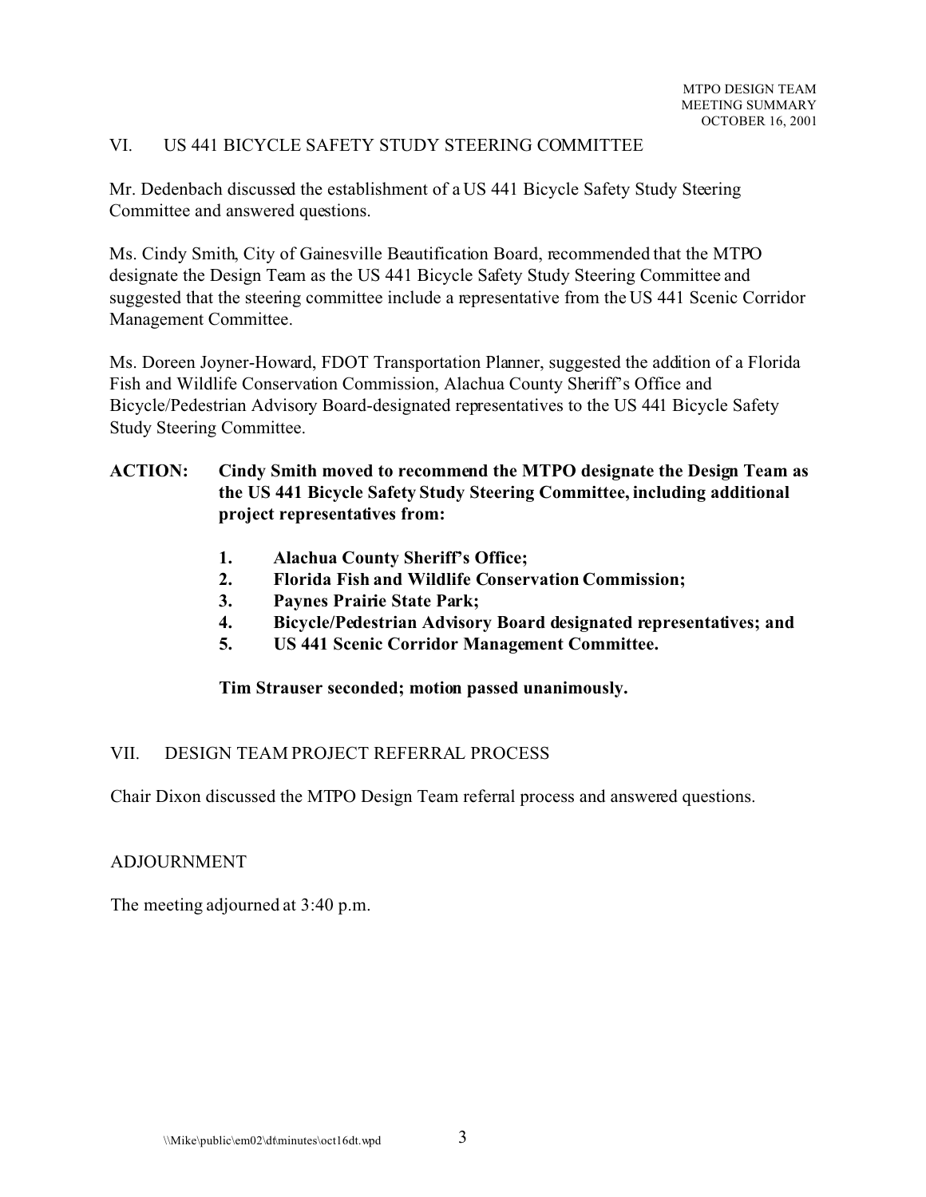## VI. US 441 BICYCLE SAFETY STUDY STEERING COMMITTEE

Mr. Dedenbach discussed the establishment of a US 441 Bicycle Safety Study Steering Committee and answered questions.

Ms. Cindy Smith, City of Gainesville Beautification Board, recommended that the MTPO designate the Design Team as the US 441 Bicycle Safety Study Steering Committee and suggested that the steering committee include a representative from the US 441 Scenic Corridor Management Committee.

Ms. Doreen Joyner-Howard, FDOT Transportation Planner, suggested the addition of a Florida Fish and Wildlife Conservation Commission, Alachua County Sheriff's Office and Bicycle/Pedestrian Advisory Board-designated representatives to the US 441 Bicycle Safety Study Steering Committee.

**ACTION: Cindy Smith moved to recommend the MTPO designate the Design Team as the US 441 Bicycle Safety Study Steering Committee, including additional project representatives from:**

1. **Alachua County Sheriff's Office;**
2. **Florida Fish and Wildlife Conservation Commission;**
3. **Paynes Prairie State Park;**
4. **Bicycle/Pedestrian Advisory Board designated representatives; and**
5. **US 441 Scenic Corridor Management Committee.**

**Tim Strauser seconded; motion passed unanimously.**

## VII. DESIGN TEAM PROJECT REFERRAL PROCESS

Chair Dixon discussed the MTPO Design Team referral process and answered questions.

## ADJOURNMENT

The meeting adjourned at 3:40 p.m.

\\Mike\public\em02\dt\minutes\oct16dt.wpd